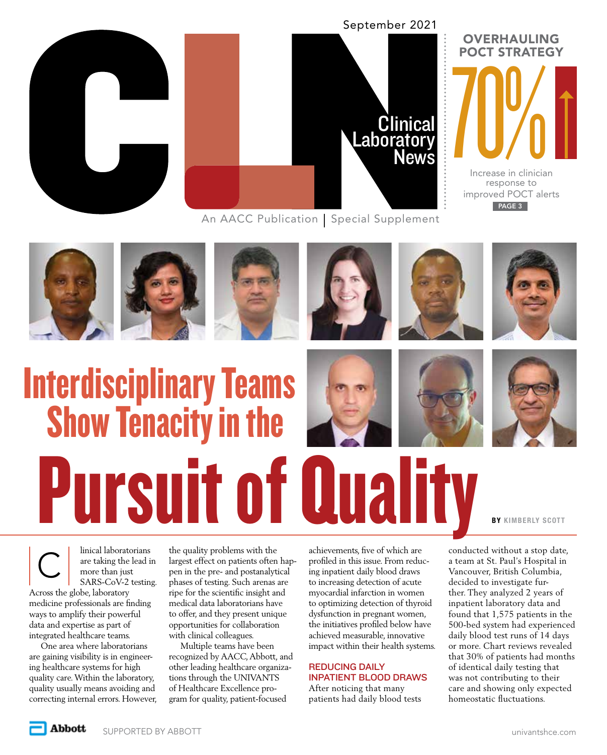September 2021

# CLN Clinical Laboratory News

An AACC Publication | Special Supplement

**OVERHAULING POCT STRATEGY**

**70%**

Increase in clinician response to improved POCT alerts

PAGE 3

# Interdisciplinary Teams Show Tenacity in the Pursuit of Quality

BY KIMBERLY SCOTT

Clinical laboratorians are taking the lead in more than just SARS-CoV-2 testing. Across the globe, laboratory medicine professionals are finding ways to amplify their powerful data and expertise as part of integrated healthcare teams.

One area where laboratorians are gaining visibility is in engineering healthcare systems for high quality care. Within the laboratory, quality usually means avoiding and correcting internal errors. However, the quality problems with the largest effect on patients often happen in the pre- and postanalytical phases of testing. Such arenas are ripe for the scientific insight and medical data laboratorians have to offer, and they present unique opportunities for collaboration with clinical colleagues.

Multiple teams have been recognized by AACC, Abbott, and other leading healthcare organizations through the UNIVANTS of Healthcare Excellence program for quality, patient-focused achievements, five of which are profiled in this issue. From reducing inpatient daily blood draws to increasing detection of acute myocardial infarction in women to optimizing detection of thyroid dysfunction in pregnant women, the initiatives profiled below have achieved measurable, innovative impact within their health systems.

## REDUCING DAILY INPATIENT BLOOD DRAWS

After noticing that many patients had daily blood tests conducted without a stop date, a team at St. Paul's Hospital in Vancouver, British Columbia, decided to investigate further. They analyzed 2 years of inpatient laboratory data and found that 1,575 patients in the 500-bed system had experienced daily blood test runs of 14 days or more. Chart reviews revealed that 30% of patients had months of identical daily testing that was not contributing to their care and showing only expected homeostatic fluctuations.

Abbott SUPPORTED BY ABBOTT

univantshce.com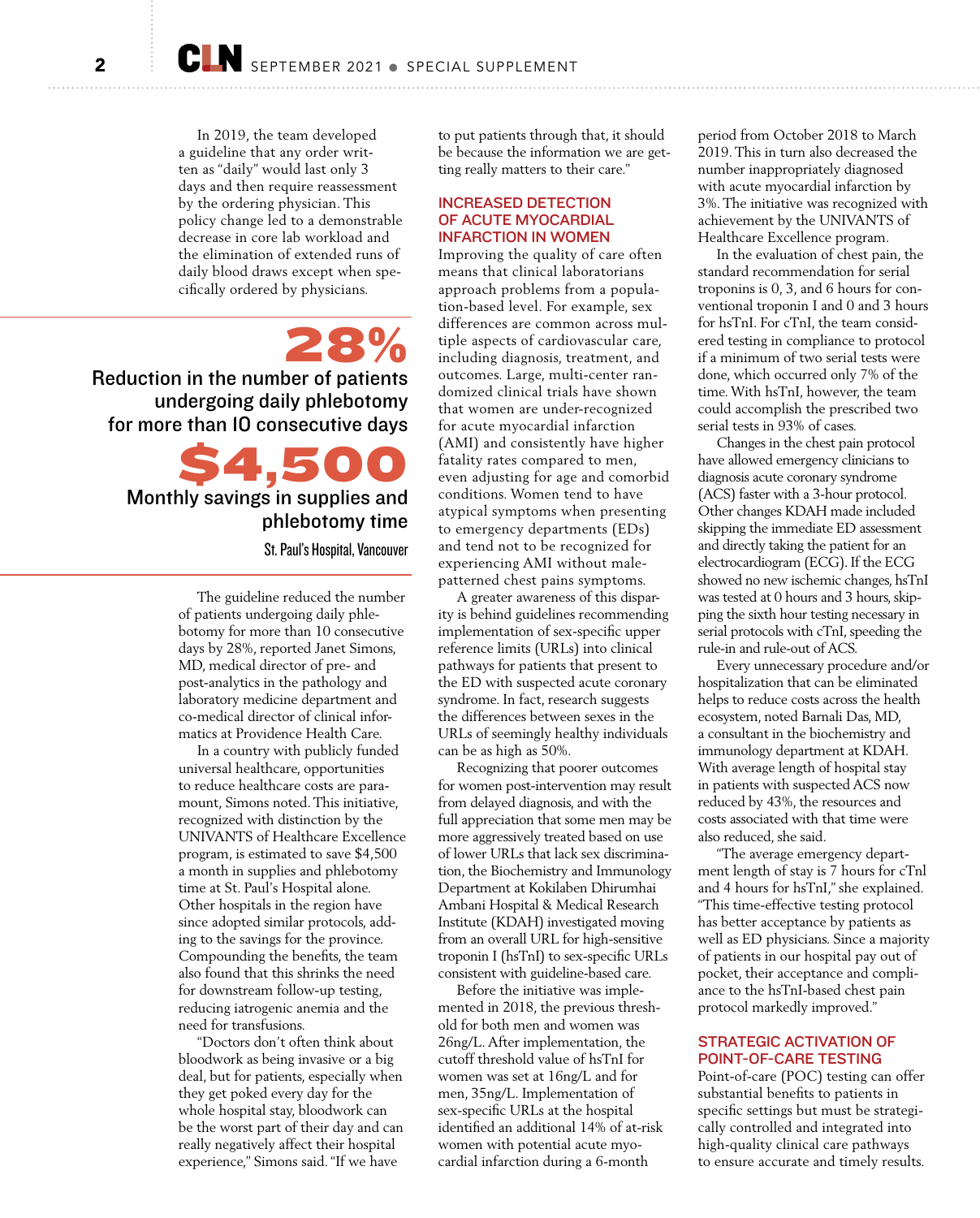In 2019, the team developed a guideline that any order written as "daily" would last only 3 days and then require reassessment by the ordering physician. This policy change led to a demonstrable decrease in core lab workload and the elimination of extended runs of daily blood draws except when specifically ordered by physicians.

**28%**

**Reduction in the number of patients undergoing daily phlebotomy for more than 10 consecutive days**

**$4,500**

**Monthly savings in supplies and phlebotomy time**

St. Paul's Hospital, Vancouver

The guideline reduced the number of patients undergoing daily phlebotomy for more than 10 consecutive days by 28%, reported Janet Simons, MD, medical director of pre- and post-analytics in the pathology and laboratory medicine department and co-medical director of clinical informatics at Providence Health Care.

In a country with publicly funded universal healthcare, opportunities to reduce healthcare costs are paramount, Simons noted. This initiative, recognized with distinction by the UNIVANTS of Healthcare Excellence program, is estimated to save $4,500 a month in supplies and phlebotomy time at St. Paul's Hospital alone. Other hospitals in the region have since adopted similar protocols, adding to the savings for the province. Compounding the benefits, the team also found that this shrinks the need for downstream follow-up testing, reducing iatrogenic anemia and the need for transfusions.

"Doctors don't often think about bloodwork as being invasive or a big deal, but for patients, especially when they get poked every day for the whole hospital stay, bloodwork can be the worst part of their day and can really negatively affect their hospital experience," Simons said. "If we have to put patients through that, it should be because the information we are getting really matters to their care."

## INCREASED DETECTION OF ACUTE MYOCARDIAL INFARCTION IN WOMEN

Improving the quality of care often means that clinical laboratorians approach problems from a population-based level. For example, sex differences are common across multiple aspects of cardiovascular care, including diagnosis, treatment, and outcomes. Large, multi-center randomized clinical trials have shown that women are under-recognized for acute myocardial infarction (AMI) and consistently have higher fatality rates compared to men, even adjusting for age and comorbid conditions. Women tend to have atypical symptoms when presenting to emergency departments (EDs) and tend not to be recognized for experiencing AMI without male-patterned chest pains symptoms.

A greater awareness of this disparity is behind guidelines recommending implementation of sex-specific upper reference limits (URLs) into clinical pathways for patients that present to the ED with suspected acute coronary syndrome. In fact, research suggests the differences between sexes in the URLs of seemingly healthy individuals can be as high as 50%.

Recognizing that poorer outcomes for women post-intervention may result from delayed diagnosis, and with the full appreciation that some men may be more aggressively treated based on use of lower URLs that lack sex discrimination, the Biochemistry and Immunology Department at Kokilaben Dhirumhai Ambani Hospital & Medical Research Institute (KDAH) investigated moving from an overall URL for high-sensitive troponin I (hsTnI) to sex-specific URLs consistent with guideline-based care.

Before the initiative was implemented in 2018, the previous threshold for both men and women was 26ng/L. After implementation, the cutoff threshold value of hsTnI for women was set at 16ng/L and for men, 35ng/L. Implementation of sex-specific URLs at the hospital identified an additional 14% of at-risk women with potential acute myocardial infarction during a 6-month period from October 2018 to March 2019. This in turn also decreased the number inappropriately diagnosed with acute myocardial infarction by 3%. The initiative was recognized with achievement by the UNIVANTS of Healthcare Excellence program.

In the evaluation of chest pain, the standard recommendation for serial troponins is 0, 3, and 6 hours for conventional troponin I and 0 and 3 hours for hsTnI. For cTnI, the team considered testing in compliance to protocol if a minimum of two serial tests were done, which occurred only 7% of the time. With hsTnI, however, the team could accomplish the prescribed two serial tests in 93% of cases.

Changes in the chest pain protocol have allowed emergency clinicians to diagnosis acute coronary syndrome (ACS) faster with a 3-hour protocol. Other changes KDAH made included skipping the immediate ED assessment and directly taking the patient for an electrocardiogram (ECG). If the ECG showed no new ischemic changes, hsTnI was tested at 0 hours and 3 hours, skipping the sixth hour testing necessary in serial protocols with cTnI, speeding the rule-in and rule-out of ACS.

Every unnecessary procedure and/or hospitalization that can be eliminated helps to reduce costs across the health ecosystem, noted Barnali Das, MD, a consultant in the biochemistry and immunology department at KDAH. With average length of hospital stay in patients with suspected ACS now reduced by 43%, the resources and costs associated with that time were also reduced, she said.

"The average emergency department length of stay is 7 hours for cTnl and 4 hours for hsTnI," she explained. "This time-effective testing protocol has better acceptance by patients as well as ED physicians. Since a majority of patients in our hospital pay out of pocket, their acceptance and compliance to the hsTnI-based chest pain protocol markedly improved."

## STRATEGIC ACTIVATION OF POINT-OF-CARE TESTING

Point-of-care (POC) testing can offer substantial benefits to patients in specific settings but must be strategically controlled and integrated into high-quality clinical care pathways to ensure accurate and timely results.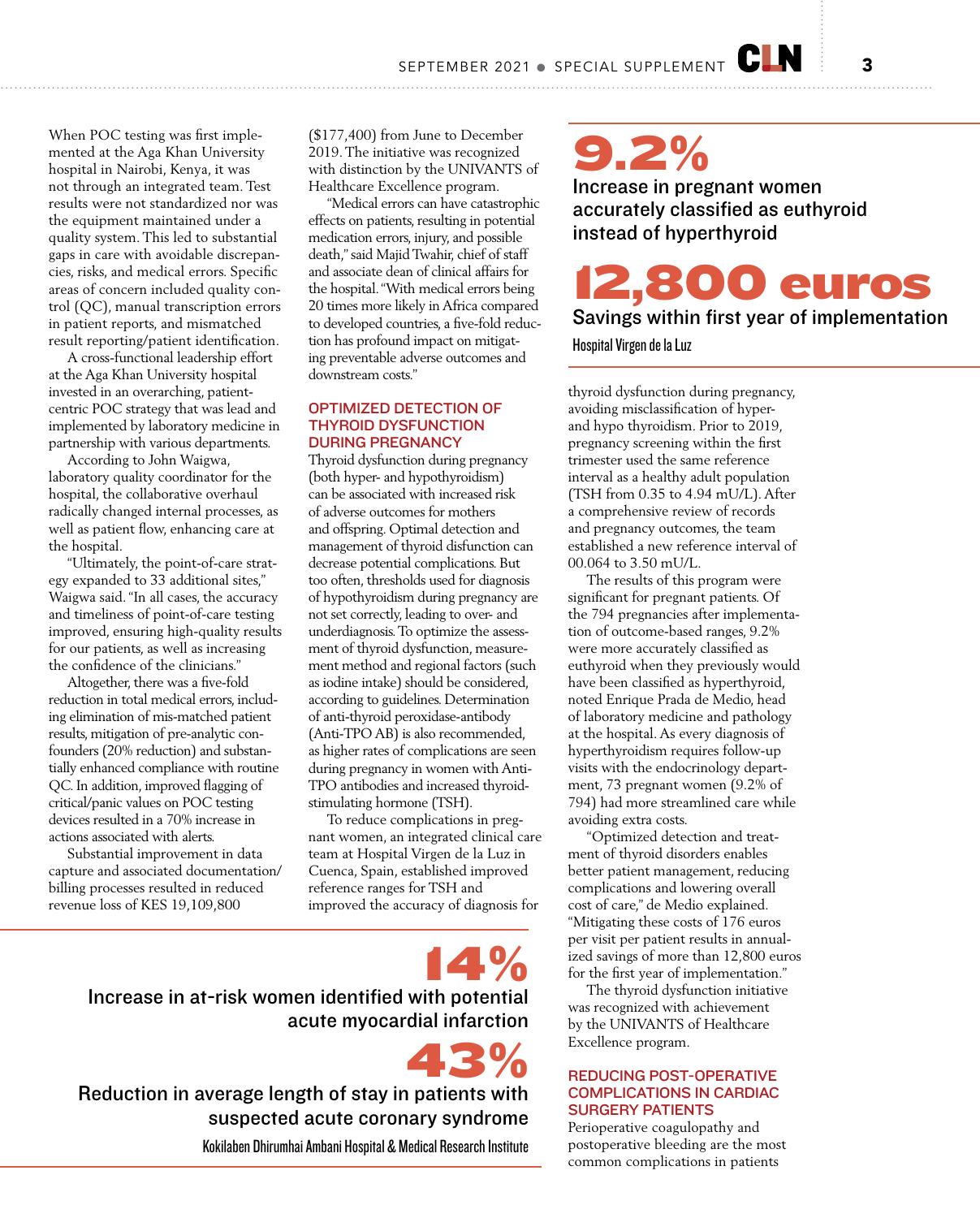When POC testing was first implemented at the Aga Khan University hospital in Nairobi, Kenya, it was not through an integrated team. Test results were not standardized nor was the equipment maintained under a quality system. This led to substantial gaps in care with avoidable discrepancies, risks, and medical errors. Specific areas of concern included quality control (QC), manual transcription errors in patient reports, and mismatched result reporting/patient identification.

A cross-functional leadership effort at the Aga Khan University hospital invested in an overarching, patient-centric POC strategy that was lead and implemented by laboratory medicine in partnership with various departments.

According to John Waigwa, laboratory quality coordinator for the hospital, the collaborative overhaul radically changed internal processes, as well as patient flow, enhancing care at the hospital.

"Ultimately, the point-of-care strategy expanded to 33 additional sites," Waigwa said. "In all cases, the accuracy and timeliness of point-of-care testing improved, ensuring high-quality results for our patients, as well as increasing the confidence of the clinicians."

Altogether, there was a five-fold reduction in total medical errors, including elimination of mis-matched patient results, mitigation of pre-analytic confounders (20% reduction) and substantially enhanced compliance with routine QC. In addition, improved flagging of critical/panic values on POC testing devices resulted in a 70% increase in actions associated with alerts.

Substantial improvement in data capture and associated documentation/billing processes resulted in reduced revenue loss of KES 19,109,800 ($177,400) from June to December 2019. The initiative was recognized with distinction by the UNIVANTS of Healthcare Excellence program.

"Medical errors can have catastrophic effects on patients, resulting in potential medication errors, injury, and possible death," said Majid Twahir, chief of staff and associate dean of clinical affairs for the hospital. "With medical errors being 20 times more likely in Africa compared to developed countries, a five-fold reduction has profound impact on mitigating preventable adverse outcomes and downstream costs."

## OPTIMIZED DETECTION OF THYROID DYSFUNCTION DURING PREGNANCY

Thyroid dysfunction during pregnancy (both hyper- and hypothyroidism) can be associated with increased risk of adverse outcomes for mothers and offspring. Optimal detection and management of thyroid disfunction can decrease potential complications. But too often, thresholds used for diagnosis of hypothyroidism during pregnancy are not set correctly, leading to over- and underdiagnosis. To optimize the assessment of thyroid dysfunction, measurement method and regional factors (such as iodine intake) should be considered, according to guidelines. Determination of anti-thyroid peroxidase-antibody (Anti-TPO AB) is also recommended, as higher rates of complications are seen during pregnancy in women with Anti-TPO antibodies and increased thyroid-stimulating hormone (TSH).

To reduce complications in pregnant women, an integrated clinical care team at Hospital Virgen de la Luz in Cuenca, Spain, established improved reference ranges for TSH and improved the accuracy of diagnosis for thyroid dysfunction during pregnancy, avoiding misclassification of hyper- and hypo thyroidism. Prior to 2019, pregnancy screening within the first trimester used the same reference interval as a healthy adult population (TSH from 0.35 to 4.94 mU/L). After a comprehensive review of records and pregnancy outcomes, the team established a new reference interval of 00.064 to 3.50 mU/L.

The results of this program were significant for pregnant patients. Of the 794 pregnancies after implementation of outcome-based ranges, 9.2% were more accurately classified as euthyroid when they previously would have been classified as hyperthyroid, noted Enrique Prada de Medio, head of laboratory medicine and pathology at the hospital. As every diagnosis of hyperthyroidism requires follow-up visits with the endocrinology department, 73 pregnant women (9.2% of 794) had more streamlined care while avoiding extra costs.

"Optimized detection and treatment of thyroid disorders enables better patient management, reducing complications and lowering overall cost of care," de Medio explained. "Mitigating these costs of 176 euros per visit per patient results in annualized savings of more than 12,800 euros for the first year of implementation."

The thyroid dysfunction initiative was recognized with achievement by the UNIVANTS of Healthcare Excellence program.

**9.2%**
Increase in pregnant women accurately classified as euthyroid instead of hyperthyroid

**12,800 euros**
Savings within first year of implementation

Hospital Virgen de la Luz

**14%**
Increase in at-risk women identified with potential acute myocardial infarction

**43%**
Reduction in average length of stay in patients with suspected acute coronary syndrome

Kokilaben Dhirumhai Ambani Hospital & Medical Research Institute

## REDUCING POST-OPERATIVE COMPLICATIONS IN CARDIAC SURGERY PATIENTS

Perioperative coagulopathy and postoperative bleeding are the most common complications in patients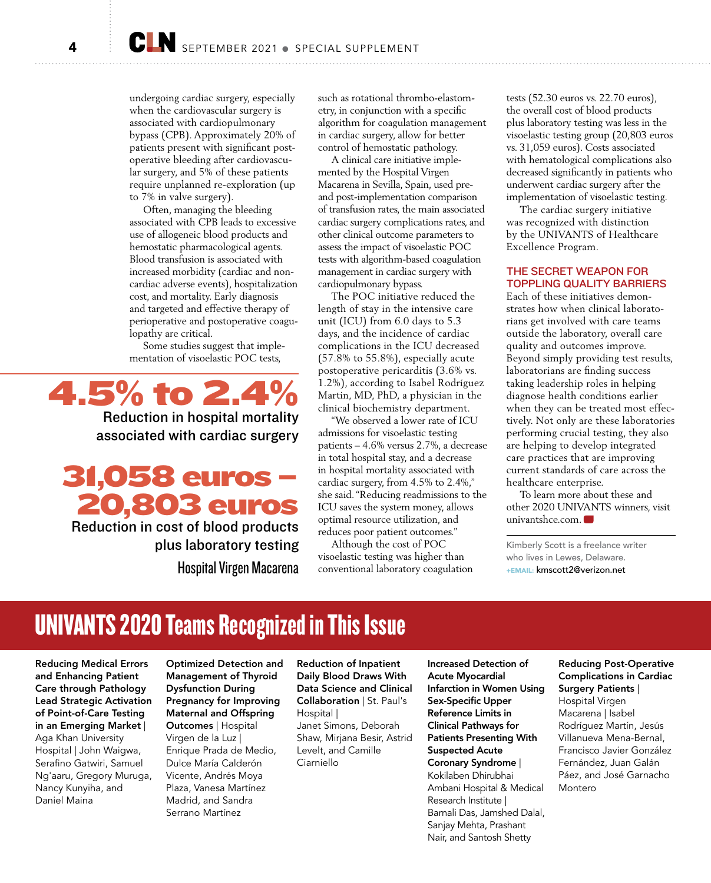undergoing cardiac surgery, especially when the cardiovascular surgery is associated with cardiopulmonary bypass (CPB). Approximately 20% of patients present with significant post-operative bleeding after cardiovascular surgery, and 5% of these patients require unplanned re-exploration (up to 7% in valve surgery).

Often, managing the bleeding associated with CPB leads to excessive use of allogeneic blood products and hemostatic pharmacological agents. Blood transfusion is associated with increased morbidity (cardiac and non-cardiac adverse events), hospitalization cost, and mortality. Early diagnosis and targeted and effective therapy of perioperative and postoperative coagulopathy are critical.

Some studies suggest that implementation of visoelastic POC tests, such as rotational thrombo-elastometry, in conjunction with a specific algorithm for coagulation management in cardiac surgery, allow for better control of hemostatic pathology.

**4.5% to 2.4%**
Reduction in hospital mortality associated with cardiac surgery

**31,058 euros – 20,803 euros**
Reduction in cost of blood products plus laboratory testing

Hospital Virgen Macarena

A clinical care initiative implemented by the Hospital Virgen Macarena in Sevilla, Spain, used pre- and post-implementation comparison of transfusion rates, the main associated cardiac surgery complications rates, and other clinical outcome parameters to assess the impact of visoelastic POC tests with algorithm-based coagulation management in cardiac surgery with cardiopulmonary bypass.

The POC initiative reduced the length of stay in the intensive care unit (ICU) from 6.0 days to 5.3 days, and the incidence of cardiac complications in the ICU decreased (57.8% to 55.8%), especially acute postoperative pericarditis (3.6% vs. 1.2%), according to Isabel Rodriguez Martin, MD, PhD, a physician in the clinical biochemistry department.

"We observed a lower rate of ICU admissions for visoelastic testing patients – 4.6% versus 2.7%, a decrease in total hospital stay, and a decrease in hospital mortality associated with cardiac surgery, from 4.5% to 2.4%," she said. "Reducing readmissions to the ICU saves the system money, allows optimal resource utilization, and reduces poor patient outcomes."

Although the cost of POC visoelastic testing was higher than conventional laboratory coagulation tests (52.30 euros vs. 22.70 euros), the overall cost of blood products plus laboratory testing was less in the visoelastic testing group (20,803 euros vs. 31,059 euros). Costs associated with hematological complications also decreased significantly in patients who underwent cardiac surgery after the implementation of visoelastic testing.

The cardiac surgery initiative was recognized with distinction by the UNIVANTS of Healthcare Excellence Program.

## THE SECRET WEAPON FOR TOPPLING QUALITY BARRIERS

Each of these initiatives demonstrates how when clinical laboratorians get involved with care teams outside the laboratory, overall care quality and outcomes improve. Beyond simply providing test results, laboratorians are finding success taking leadership roles in helping diagnose health conditions earlier when they can be treated most effectively. Not only are these laboratories performing crucial testing, they also are helping to develop integrated care practices that are improving current standards of care across the healthcare enterprise.

To learn more about these and other 2020 UNIVANTS winners, visit univantshce.com.

Kimberly Scott is a freelance writer who lives in Lewes, Delaware.
+EMAIL: kmscott2@verizon.net

# UNIVANTS 2020 Teams Recognized in This Issue

**Reducing Medical Errors and Enhancing Patient Care through Pathology Lead Strategic Activation of Point-of-Care Testing in an Emerging Market** | Aga Khan University Hospital | John Waigwa, Serafino Gatwiri, Samuel Ng'aaru, Gregory Muruga, Nancy Kunyiha, and Daniel Maina

**Optimized Detection and Management of Thyroid Dysfunction During Pregnancy for Improving Maternal and Offspring Outcomes** | Hospital Virgen de la Luz | Enrique Prada de Medio, Dulce María Calderón Vicente, Andrés Moya Plaza, Vanesa Martínez Madrid, and Sandra Serrano Martínez

**Reduction of Inpatient Daily Blood Draws With Data Science and Clinical Collaboration** | St. Paul's Hospital | Janet Simons, Deborah Shaw, Mirjana Besir, Astrid Levelt, and Camille Ciarniello

**Increased Detection of Acute Myocardial Infarction in Women Using Sex-Specific Upper Reference Limits in Clinical Pathways for Patients Presenting With Suspected Acute Coronary Syndrome** | Kokilaben Dhirubhai Ambani Hospital & Medical Research Institute | Barnali Das, Jamshed Dalal, Sanjay Mehta, Prashant Nair, and Santosh Shetty

**Reducing Post-Operative Complications in Cardiac Surgery Patients** | Hospital Virgen Macarena | Isabel Rodríguez Martín, Jesús Villanueva Mena-Bernal, Francisco Javier González Fernández, Juan Galán Páez, and José Garnacho Montero